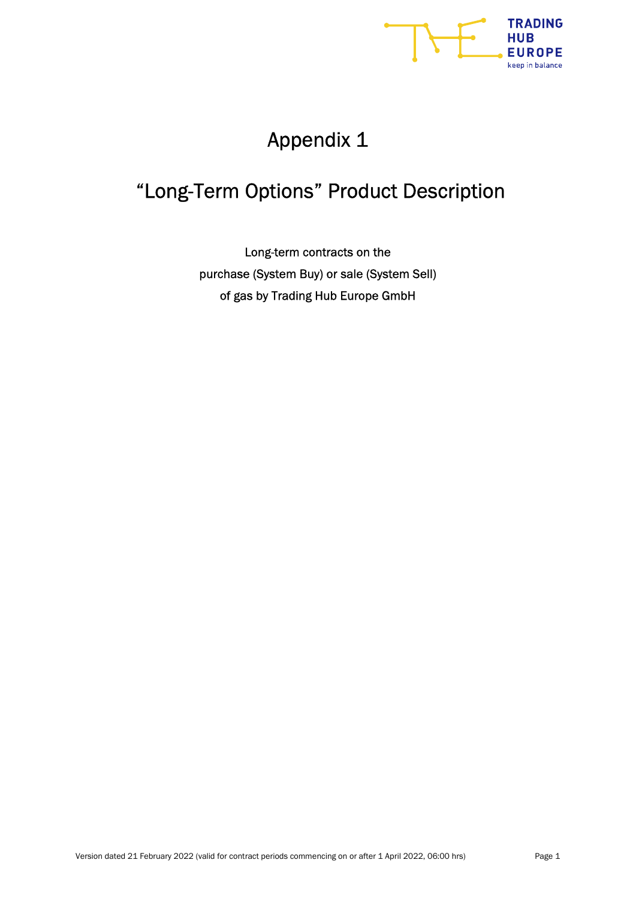# Appendix 1

## "Long-Term Options" Product Description

Long-term contracts on the
purchase (System Buy) or sale (System Sell)
of gas by Trading Hub Europe GmbH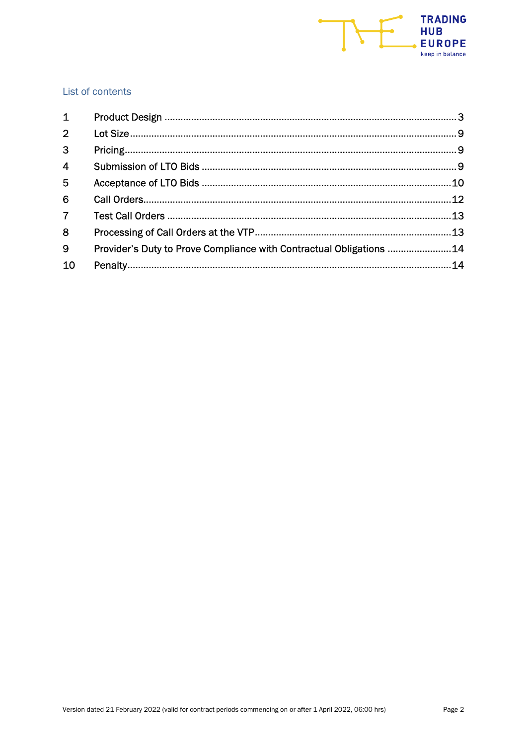## List of contents

| | | |
|---|---|---|
| 1 | Product Design | 3 |
| 2 | Lot Size | 9 |
| 3 | Pricing | 9 |
| 4 | Submission of LTO Bids | 9 |
| 5 | Acceptance of LTO Bids | 10 |
| 6 | Call Orders | 12 |
| 7 | Test Call Orders | 13 |
| 8 | Processing of Call Orders at the VTP | 13 |
| 9 | Provider's Duty to Prove Compliance with Contractual Obligations | 14 |
| 10 | Penalty | 14 |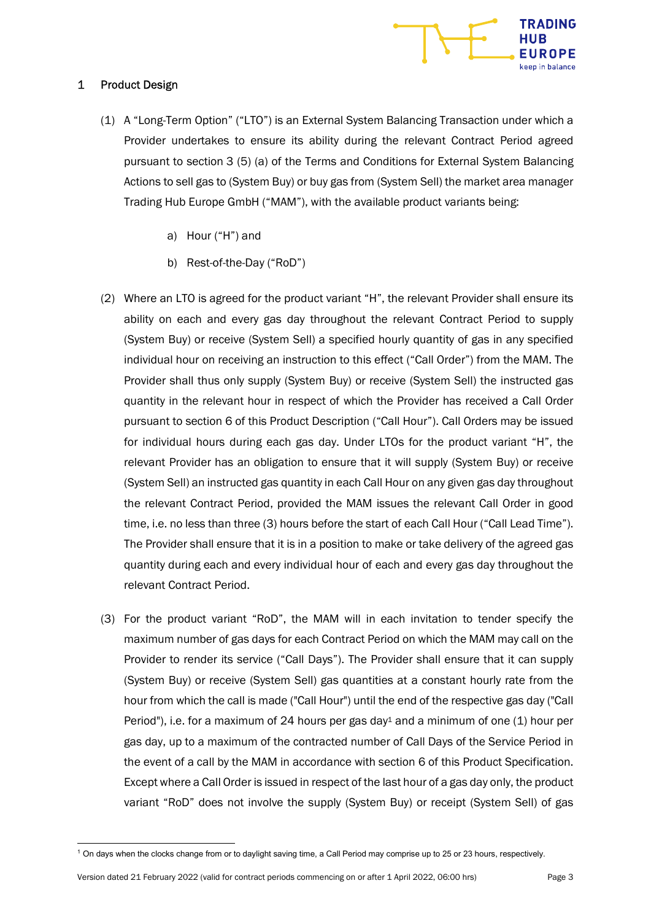# 1 Product Design

(1) A "Long-Term Option" ("LTO") is an External System Balancing Transaction under which a Provider undertakes to ensure its ability during the relevant Contract Period agreed pursuant to section 3 (5) (a) of the Terms and Conditions for External System Balancing Actions to sell gas to (System Buy) or buy gas from (System Sell) the market area manager Trading Hub Europe GmbH ("MAM"), with the available product variants being:

a) Hour ("H") and

b) Rest-of-the-Day ("RoD")

(2) Where an LTO is agreed for the product variant "H", the relevant Provider shall ensure its ability on each and every gas day throughout the relevant Contract Period to supply (System Buy) or receive (System Sell) a specified hourly quantity of gas in any specified individual hour on receiving an instruction to this effect ("Call Order") from the MAM. The Provider shall thus only supply (System Buy) or receive (System Sell) the instructed gas quantity in the relevant hour in respect of which the Provider has received a Call Order pursuant to section 6 of this Product Description ("Call Hour"). Call Orders may be issued for individual hours during each gas day. Under LTOs for the product variant "H", the relevant Provider has an obligation to ensure that it will supply (System Buy) or receive (System Sell) an instructed gas quantity in each Call Hour on any given gas day throughout the relevant Contract Period, provided the MAM issues the relevant Call Order in good time, i.e. no less than three (3) hours before the start of each Call Hour ("Call Lead Time"). The Provider shall ensure that it is in a position to make or take delivery of the agreed gas quantity during each and every individual hour of each and every gas day throughout the relevant Contract Period.

(3) For the product variant "RoD", the MAM will in each invitation to tender specify the maximum number of gas days for each Contract Period on which the MAM may call on the Provider to render its service ("Call Days"). The Provider shall ensure that it can supply (System Buy) or receive (System Sell) gas quantities at a constant hourly rate from the hour from which the call is made ("Call Hour") until the end of the respective gas day ("Call Period"), i.e. for a maximum of 24 hours per gas day[1] and a minimum of one (1) hour per gas day, up to a maximum of the contracted number of Call Days of the Service Period in the event of a call by the MAM in accordance with section 6 of this Product Specification. Except where a Call Order is issued in respect of the last hour of a gas day only, the product variant "RoD" does not involve the supply (System Buy) or receipt (System Sell) of gas

[1] On days when the clocks change from or to daylight saving time, a Call Period may comprise up to 25 or 23 hours, respectively.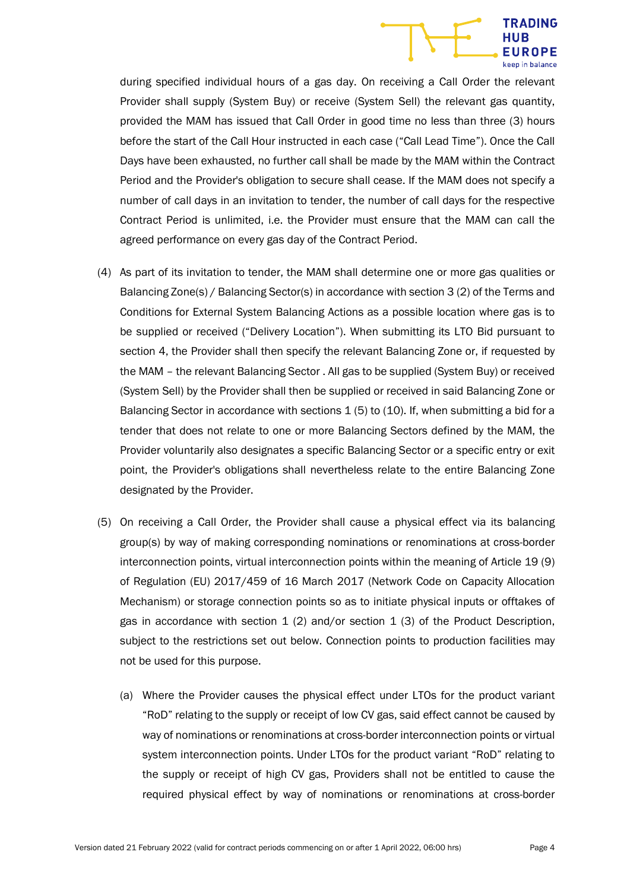during specified individual hours of a gas day. On receiving a Call Order the relevant Provider shall supply (System Buy) or receive (System Sell) the relevant gas quantity, provided the MAM has issued that Call Order in good time no less than three (3) hours before the start of the Call Hour instructed in each case ("Call Lead Time"). Once the Call Days have been exhausted, no further call shall be made by the MAM within the Contract Period and the Provider's obligation to secure shall cease. If the MAM does not specify a number of call days in an invitation to tender, the number of call days for the respective Contract Period is unlimited, i.e. the Provider must ensure that the MAM can call the agreed performance on every gas day of the Contract Period.

(4) As part of its invitation to tender, the MAM shall determine one or more gas qualities or Balancing Zone(s) / Balancing Sector(s) in accordance with section 3 (2) of the Terms and Conditions for External System Balancing Actions as a possible location where gas is to be supplied or received ("Delivery Location"). When submitting its LTO Bid pursuant to section 4, the Provider shall then specify the relevant Balancing Zone or, if requested by the MAM – the relevant Balancing Sector . All gas to be supplied (System Buy) or received (System Sell) by the Provider shall then be supplied or received in said Balancing Zone or Balancing Sector in accordance with sections 1 (5) to (10). If, when submitting a bid for a tender that does not relate to one or more Balancing Sectors defined by the MAM, the Provider voluntarily also designates a specific Balancing Sector or a specific entry or exit point, the Provider's obligations shall nevertheless relate to the entire Balancing Zone designated by the Provider.

(5) On receiving a Call Order, the Provider shall cause a physical effect via its balancing group(s) by way of making corresponding nominations or renominations at cross-border interconnection points, virtual interconnection points within the meaning of Article 19 (9) of Regulation (EU) 2017/459 of 16 March 2017 (Network Code on Capacity Allocation Mechanism) or storage connection points so as to initiate physical inputs or offtakes of gas in accordance with section 1 (2) and/or section 1 (3) of the Product Description, subject to the restrictions set out below. Connection points to production facilities may not be used for this purpose.

   (a) Where the Provider causes the physical effect under LTOs for the product variant "RoD" relating to the supply or receipt of low CV gas, said effect cannot be caused by way of nominations or renominations at cross-border interconnection points or virtual system interconnection points. Under LTOs for the product variant "RoD" relating to the supply or receipt of high CV gas, Providers shall not be entitled to cause the required physical effect by way of nominations or renominations at cross-border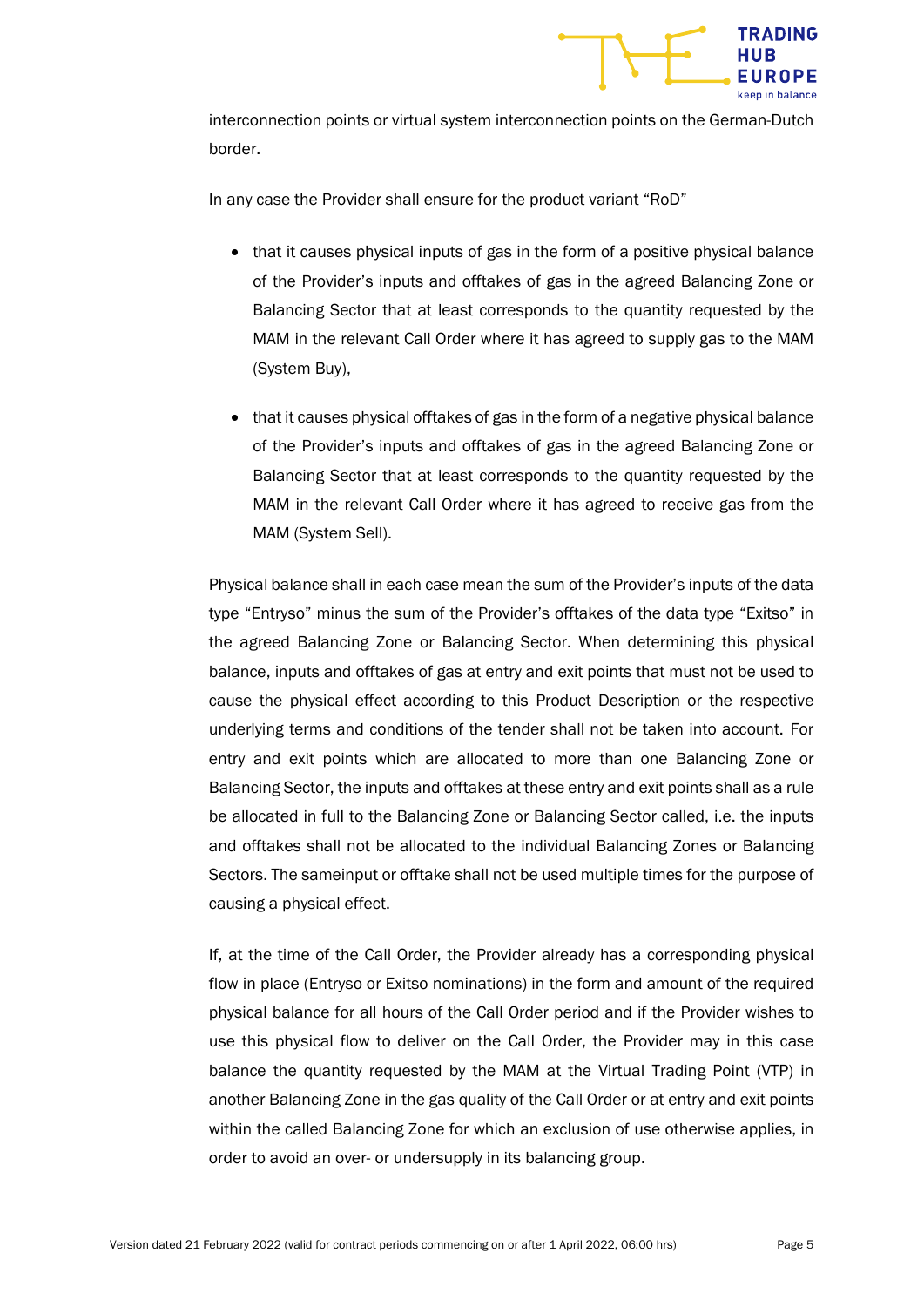interconnection points or virtual system interconnection points on the German-Dutch border.

In any case the Provider shall ensure for the product variant "RoD"

- that it causes physical inputs of gas in the form of a positive physical balance of the Provider's inputs and offtakes of gas in the agreed Balancing Zone or Balancing Sector that at least corresponds to the quantity requested by the MAM in the relevant Call Order where it has agreed to supply gas to the MAM (System Buy),
- that it causes physical offtakes of gas in the form of a negative physical balance of the Provider's inputs and offtakes of gas in the agreed Balancing Zone or Balancing Sector that at least corresponds to the quantity requested by the MAM in the relevant Call Order where it has agreed to receive gas from the MAM (System Sell).

Physical balance shall in each case mean the sum of the Provider's inputs of the data type "Entryso" minus the sum of the Provider's offtakes of the data type "Exitso" in the agreed Balancing Zone or Balancing Sector. When determining this physical balance, inputs and offtakes of gas at entry and exit points that must not be used to cause the physical effect according to this Product Description or the respective underlying terms and conditions of the tender shall not be taken into account. For entry and exit points which are allocated to more than one Balancing Zone or Balancing Sector, the inputs and offtakes at these entry and exit points shall as a rule be allocated in full to the Balancing Zone or Balancing Sector called, i.e. the inputs and offtakes shall not be allocated to the individual Balancing Zones or Balancing Sectors. The sameinput or offtake shall not be used multiple times for the purpose of causing a physical effect.

If, at the time of the Call Order, the Provider already has a corresponding physical flow in place (Entryso or Exitso nominations) in the form and amount of the required physical balance for all hours of the Call Order period and if the Provider wishes to use this physical flow to deliver on the Call Order, the Provider may in this case balance the quantity requested by the MAM at the Virtual Trading Point (VTP) in another Balancing Zone in the gas quality of the Call Order or at entry and exit points within the called Balancing Zone for which an exclusion of use otherwise applies, in order to avoid an over- or undersupply in its balancing group.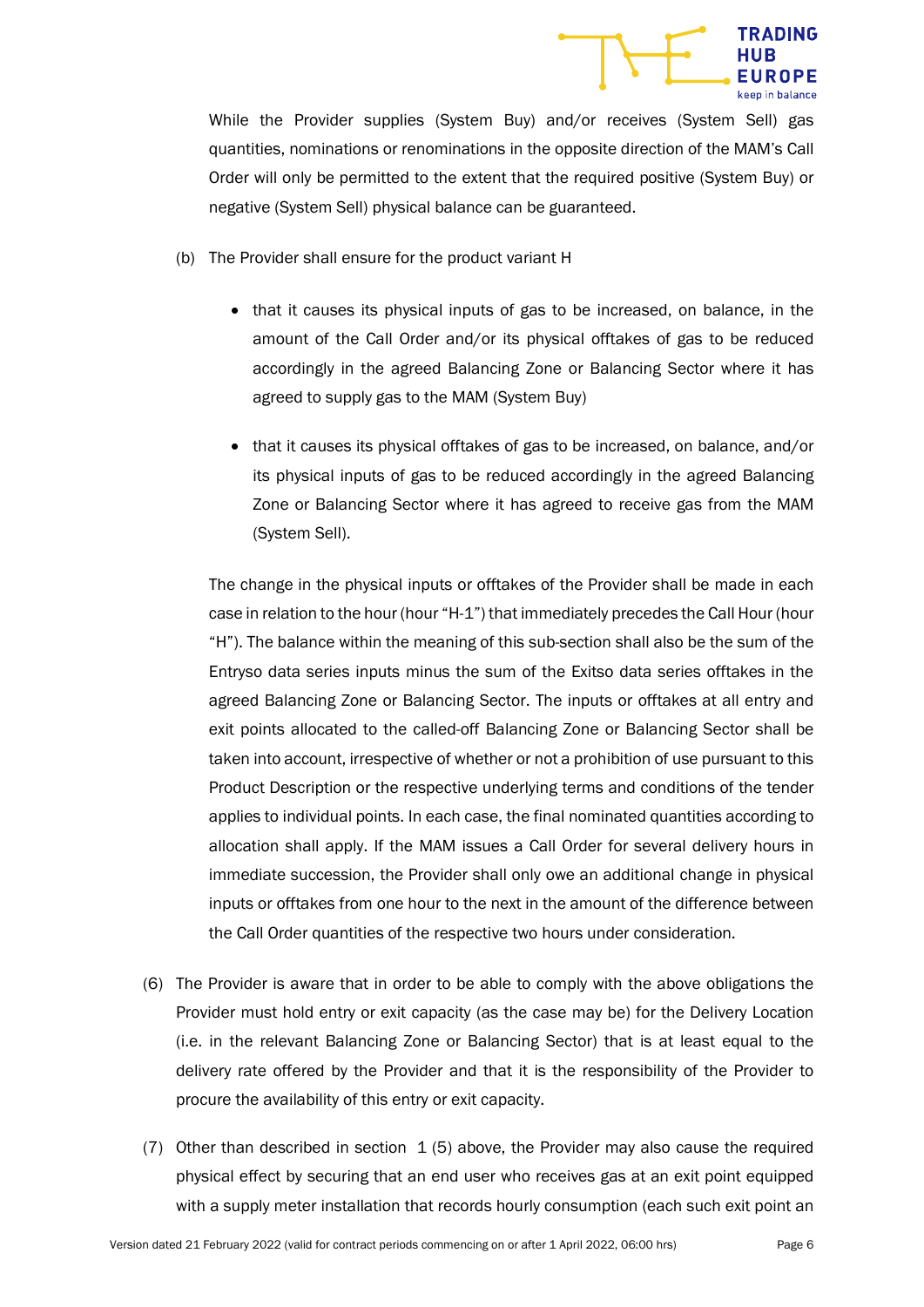While the Provider supplies (System Buy) and/or receives (System Sell) gas quantities, nominations or renominations in the opposite direction of the MAM's Call Order will only be permitted to the extent that the required positive (System Buy) or negative (System Sell) physical balance can be guaranteed.

(b) The Provider shall ensure for the product variant H

- that it causes its physical inputs of gas to be increased, on balance, in the amount of the Call Order and/or its physical offtakes of gas to be reduced accordingly in the agreed Balancing Zone or Balancing Sector where it has agreed to supply gas to the MAM (System Buy)
- that it causes its physical offtakes of gas to be increased, on balance, and/or its physical inputs of gas to be reduced accordingly in the agreed Balancing Zone or Balancing Sector where it has agreed to receive gas from the MAM (System Sell).

The change in the physical inputs or offtakes of the Provider shall be made in each case in relation to the hour (hour "H-1") that immediately precedes the Call Hour (hour "H"). The balance within the meaning of this sub-section shall also be the sum of the Entryso data series inputs minus the sum of the Exitso data series offtakes in the agreed Balancing Zone or Balancing Sector. The inputs or offtakes at all entry and exit points allocated to the called-off Balancing Zone or Balancing Sector shall be taken into account, irrespective of whether or not a prohibition of use pursuant to this Product Description or the respective underlying terms and conditions of the tender applies to individual points. In each case, the final nominated quantities according to allocation shall apply. If the MAM issues a Call Order for several delivery hours in immediate succession, the Provider shall only owe an additional change in physical inputs or offtakes from one hour to the next in the amount of the difference between the Call Order quantities of the respective two hours under consideration.

(6) The Provider is aware that in order to be able to comply with the above obligations the Provider must hold entry or exit capacity (as the case may be) for the Delivery Location (i.e. in the relevant Balancing Zone or Balancing Sector) that is at least equal to the delivery rate offered by the Provider and that it is the responsibility of the Provider to procure the availability of this entry or exit capacity.

(7) Other than described in section 1 (5) above, the Provider may also cause the required physical effect by securing that an end user who receives gas at an exit point equipped with a supply meter installation that records hourly consumption (each such exit point an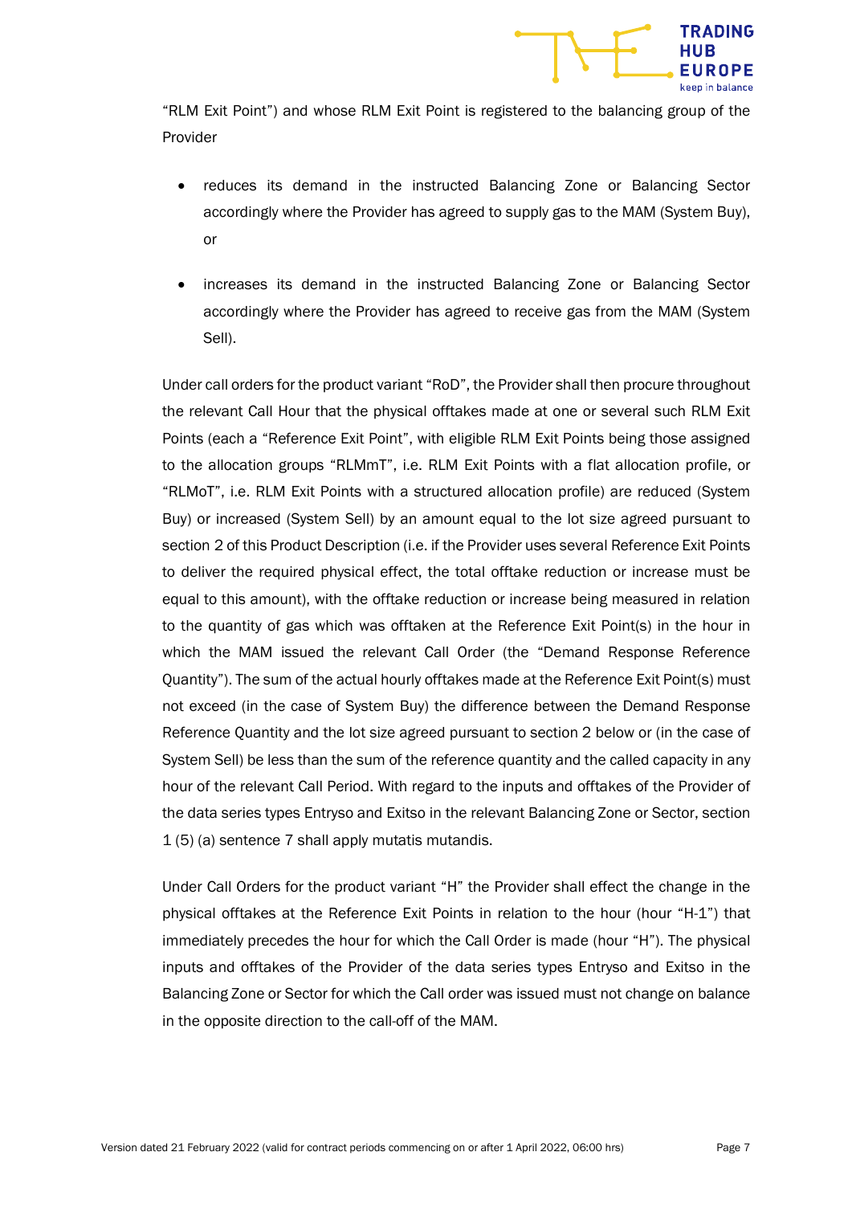"RLM Exit Point") and whose RLM Exit Point is registered to the balancing group of the Provider

- reduces its demand in the instructed Balancing Zone or Balancing Sector accordingly where the Provider has agreed to supply gas to the MAM (System Buy), or
- increases its demand in the instructed Balancing Zone or Balancing Sector accordingly where the Provider has agreed to receive gas from the MAM (System Sell).

Under call orders for the product variant "RoD", the Provider shall then procure throughout the relevant Call Hour that the physical offtakes made at one or several such RLM Exit Points (each a "Reference Exit Point", with eligible RLM Exit Points being those assigned to the allocation groups "RLMmT", i.e. RLM Exit Points with a flat allocation profile, or "RLMoT", i.e. RLM Exit Points with a structured allocation profile) are reduced (System Buy) or increased (System Sell) by an amount equal to the lot size agreed pursuant to section 2 of this Product Description (i.e. if the Provider uses several Reference Exit Points to deliver the required physical effect, the total offtake reduction or increase must be equal to this amount), with the offtake reduction or increase being measured in relation to the quantity of gas which was offtaken at the Reference Exit Point(s) in the hour in which the MAM issued the relevant Call Order (the "Demand Response Reference Quantity"). The sum of the actual hourly offtakes made at the Reference Exit Point(s) must not exceed (in the case of System Buy) the difference between the Demand Response Reference Quantity and the lot size agreed pursuant to section 2 below or (in the case of System Sell) be less than the sum of the reference quantity and the called capacity in any hour of the relevant Call Period. With regard to the inputs and offtakes of the Provider of the data series types Entryso and Exitso in the relevant Balancing Zone or Sector, section 1 (5) (a) sentence 7 shall apply mutatis mutandis.

Under Call Orders for the product variant "H" the Provider shall effect the change in the physical offtakes at the Reference Exit Points in relation to the hour (hour "H-1") that immediately precedes the hour for which the Call Order is made (hour "H"). The physical inputs and offtakes of the Provider of the data series types Entryso and Exitso in the Balancing Zone or Sector for which the Call order was issued must not change on balance in the opposite direction to the call-off of the MAM.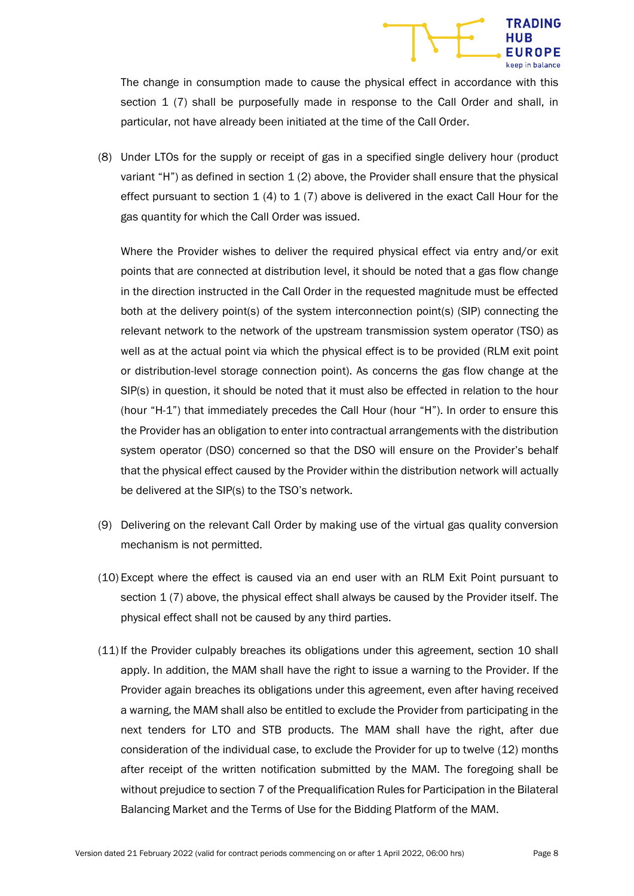The change in consumption made to cause the physical effect in accordance with this section 1 (7) shall be purposefully made in response to the Call Order and shall, in particular, not have already been initiated at the time of the Call Order.

(8) Under LTOs for the supply or receipt of gas in a specified single delivery hour (product variant "H") as defined in section 1 (2) above, the Provider shall ensure that the physical effect pursuant to section 1 (4) to 1 (7) above is delivered in the exact Call Hour for the gas quantity for which the Call Order was issued.

    Where the Provider wishes to deliver the required physical effect via entry and/or exit points that are connected at distribution level, it should be noted that a gas flow change in the direction instructed in the Call Order in the requested magnitude must be effected both at the delivery point(s) of the system interconnection point(s) (SIP) connecting the relevant network to the network of the upstream transmission system operator (TSO) as well as at the actual point via which the physical effect is to be provided (RLM exit point or distribution-level storage connection point). As concerns the gas flow change at the SIP(s) in question, it should be noted that it must also be effected in relation to the hour (hour "H-1") that immediately precedes the Call Hour (hour "H"). In order to ensure this the Provider has an obligation to enter into contractual arrangements with the distribution system operator (DSO) concerned so that the DSO will ensure on the Provider's behalf that the physical effect caused by the Provider within the distribution network will actually be delivered at the SIP(s) to the TSO's network.

(9) Delivering on the relevant Call Order by making use of the virtual gas quality conversion mechanism is not permitted.

(10) Except where the effect is caused via an end user with an RLM Exit Point pursuant to section 1 (7) above, the physical effect shall always be caused by the Provider itself. The physical effect shall not be caused by any third parties.

(11) If the Provider culpably breaches its obligations under this agreement, section 10 shall apply. In addition, the MAM shall have the right to issue a warning to the Provider. If the Provider again breaches its obligations under this agreement, even after having received a warning, the MAM shall also be entitled to exclude the Provider from participating in the next tenders for LTO and STB products. The MAM shall have the right, after due consideration of the individual case, to exclude the Provider for up to twelve (12) months after receipt of the written notification submitted by the MAM. The foregoing shall be without prejudice to section 7 of the Prequalification Rules for Participation in the Bilateral Balancing Market and the Terms of Use for the Bidding Platform of the MAM.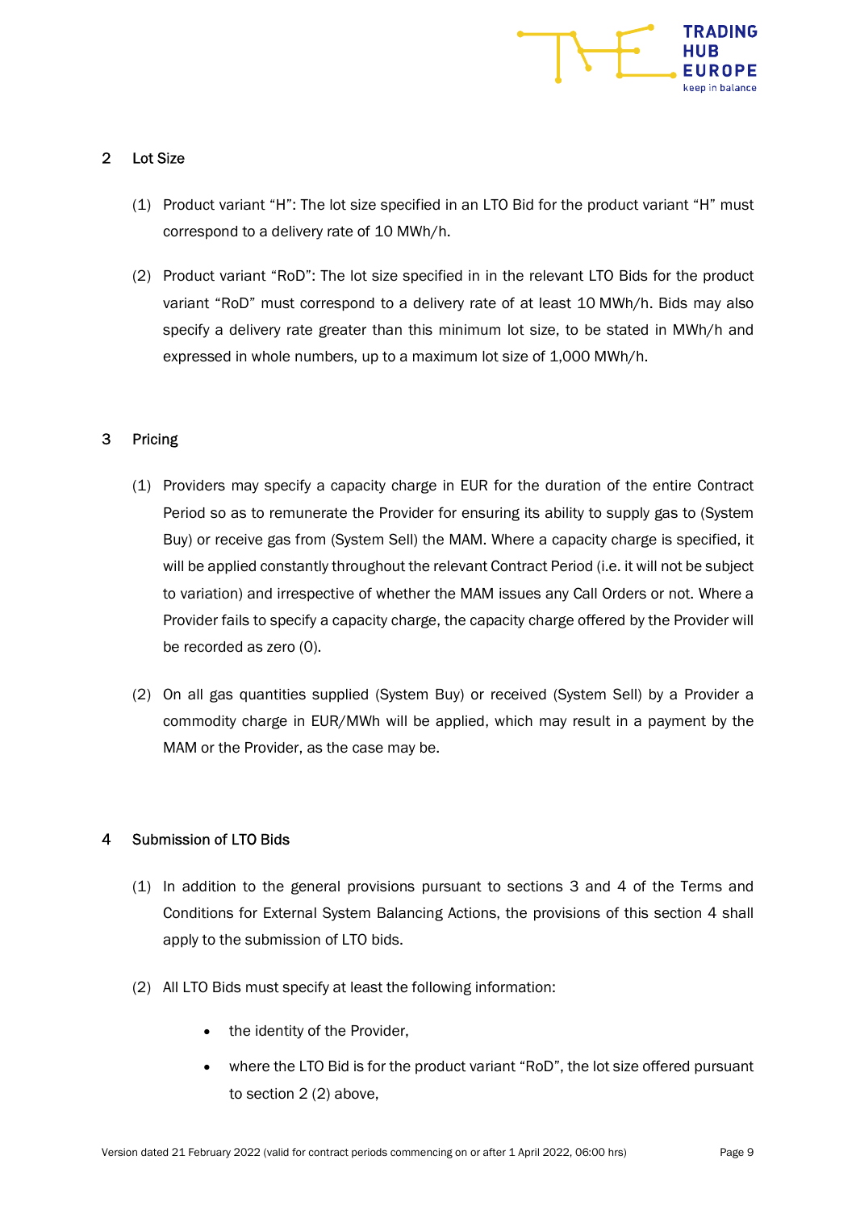## 2 Lot Size

(1) Product variant “H”: The lot size specified in an LTO Bid for the product variant “H” must correspond to a delivery rate of 10 MWh/h.

(2) Product variant “RoD”: The lot size specified in in the relevant LTO Bids for the product variant “RoD” must correspond to a delivery rate of at least 10 MWh/h. Bids may also specify a delivery rate greater than this minimum lot size, to be stated in MWh/h and expressed in whole numbers, up to a maximum lot size of 1,000 MWh/h.

## 3 Pricing

(1) Providers may specify a capacity charge in EUR for the duration of the entire Contract Period so as to remunerate the Provider for ensuring its ability to supply gas to (System Buy) or receive gas from (System Sell) the MAM. Where a capacity charge is specified, it will be applied constantly throughout the relevant Contract Period (i.e. it will not be subject to variation) and irrespective of whether the MAM issues any Call Orders or not. Where a Provider fails to specify a capacity charge, the capacity charge offered by the Provider will be recorded as zero (0).

(2) On all gas quantities supplied (System Buy) or received (System Sell) by a Provider a commodity charge in EUR/MWh will be applied, which may result in a payment by the MAM or the Provider, as the case may be.

## 4 Submission of LTO Bids

(1) In addition to the general provisions pursuant to sections 3 and 4 of the Terms and Conditions for External System Balancing Actions, the provisions of this section 4 shall apply to the submission of LTO bids.

(2) All LTO Bids must specify at least the following information:

- the identity of the Provider,
- where the LTO Bid is for the product variant “RoD”, the lot size offered pursuant to section 2 (2) above,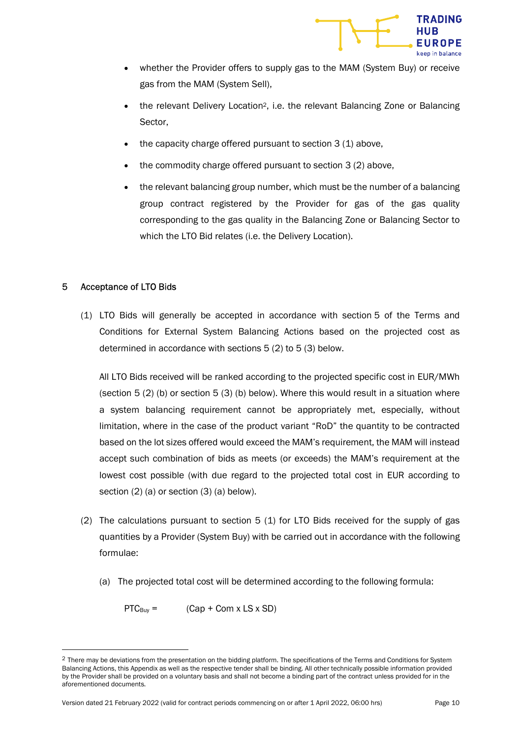- whether the Provider offers to supply gas to the MAM (System Buy) or receive gas from the MAM (System Sell),
- the relevant Delivery Location[2], i.e. the relevant Balancing Zone or Balancing Sector,
- the capacity charge offered pursuant to section 3 (1) above,
- the commodity charge offered pursuant to section 3 (2) above,
- the relevant balancing group number, which must be the number of a balancing group contract registered by the Provider for gas of the gas quality corresponding to the gas quality in the Balancing Zone or Balancing Sector to which the LTO Bid relates (i.e. the Delivery Location).

## 5 Acceptance of LTO Bids

(1) LTO Bids will generally be accepted in accordance with section 5 of the Terms and Conditions for External System Balancing Actions based on the projected cost as determined in accordance with sections 5 (2) to 5 (3) below.

All LTO Bids received will be ranked according to the projected specific cost in EUR/MWh (section 5 (2) (b) or section 5 (3) (b) below). Where this would result in a situation where a system balancing requirement cannot be appropriately met, especially, without limitation, where in the case of the product variant "RoD" the quantity to be contracted based on the lot sizes offered would exceed the MAM's requirement, the MAM will instead accept such combination of bids as meets (or exceeds) the MAM's requirement at the lowest cost possible (with due regard to the projected total cost in EUR according to section (2) (a) or section (3) (a) below).

(2) The calculations pursuant to section 5 (1) for LTO Bids received for the supply of gas quantities by a Provider (System Buy) with be carried out in accordance with the following formulae:

(a) The projected total cost will be determined according to the following formula:

$$PTC_{Buy} = (Cap + Com \times LS \times SD)$$

[2] There may be deviations from the presentation on the bidding platform. The specifications of the Terms and Conditions for System Balancing Actions, this Appendix as well as the respective tender shall be binding. All other technically possible information provided by the Provider shall be provided on a voluntary basis and shall not become a binding part of the contract unless provided for in the aforementioned documents.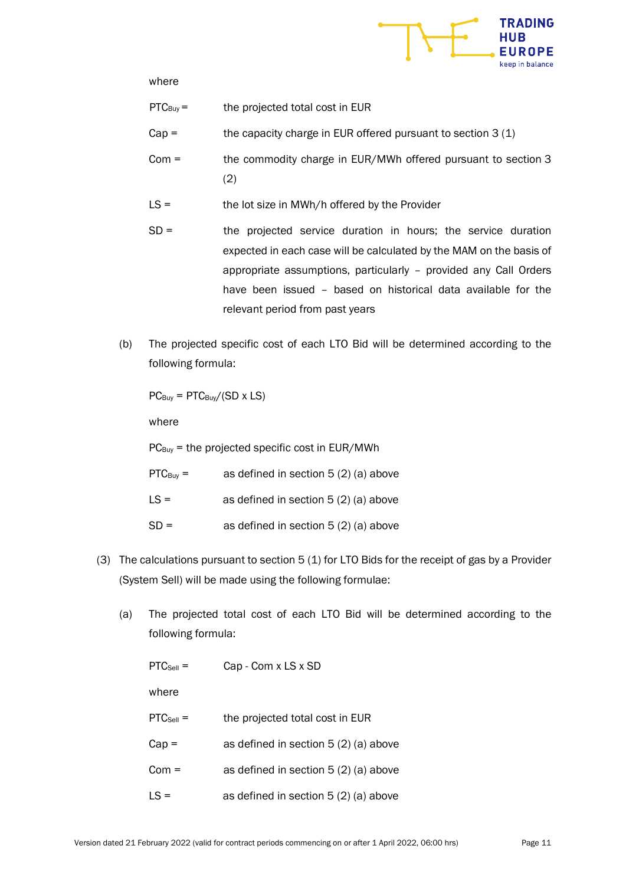where

$PTC_{Buy}$ = the projected total cost in EUR

Cap = the capacity charge in EUR offered pursuant to section 3 (1)

Com = the commodity charge in EUR/MWh offered pursuant to section 3 (2)

LS = the lot size in MWh/h offered by the Provider

SD = the projected service duration in hours; the service duration expected in each case will be calculated by the MAM on the basis of appropriate assumptions, particularly – provided any Call Orders have been issued – based on historical data available for the relevant period from past years

(b) The projected specific cost of each LTO Bid will be determined according to the following formula:

$PC_{Buy} = PTC_{Buy}/(SD \times LS)$

where

$PC_{Buy}$ = the projected specific cost in EUR/MWh

$PTC_{Buy}$ = as defined in section 5 (2) (a) above

LS = as defined in section 5 (2) (a) above

SD = as defined in section 5 (2) (a) above

(3) The calculations pursuant to section 5 (1) for LTO Bids for the receipt of gas by a Provider (System Sell) will be made using the following formulae:

(a) The projected total cost of each LTO Bid will be determined according to the following formula:

$PTC_{Sell}$ = $Cap - Com \times LS \times SD$

where

$PTC_{Sell}$ = the projected total cost in EUR

Cap = as defined in section 5 (2) (a) above

Com = as defined in section 5 (2) (a) above

LS = as defined in section 5 (2) (a) above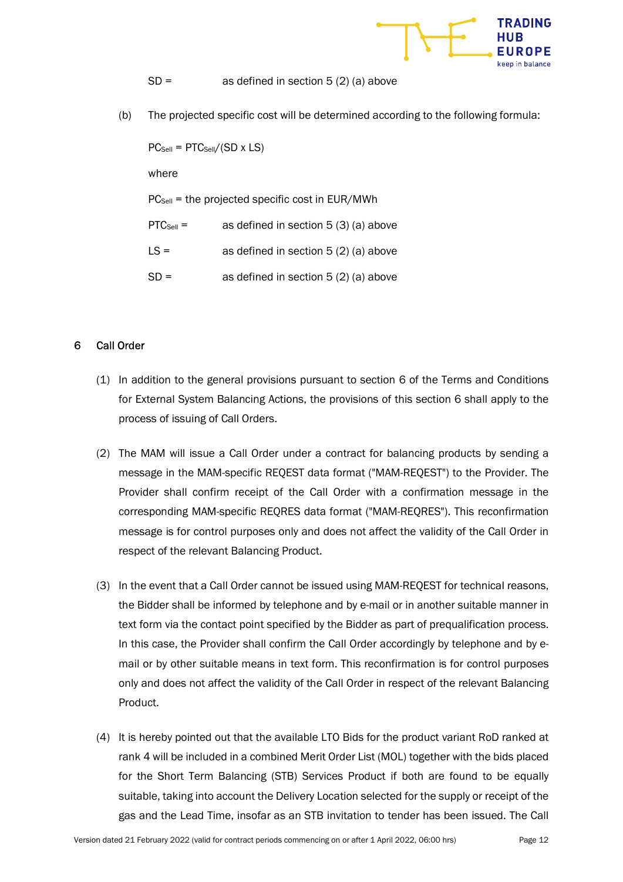$SD =$ as defined in section 5 (2) (a) above

(b) The projected specific cost will be determined according to the following formula:

$$PC_{Sell} = PTC_{Sell}/(SD \times LS)$$

where

$PC_{Sell}$ = the projected specific cost in EUR/MWh

$PTC_{Sell}$ = as defined in section 5 (3) (a) above

$LS$ = as defined in section 5 (2) (a) above

$SD$ = as defined in section 5 (2) (a) above

## 6 Call Order

(1) In addition to the general provisions pursuant to section 6 of the Terms and Conditions for External System Balancing Actions, the provisions of this section 6 shall apply to the process of issuing of Call Orders.

(2) The MAM will issue a Call Order under a contract for balancing products by sending a message in the MAM-specific REQEST data format ("MAM-REQEST") to the Provider. The Provider shall confirm receipt of the Call Order with a confirmation message in the corresponding MAM-specific REQRES data format ("MAM-REQRES"). This reconfirmation message is for control purposes only and does not affect the validity of the Call Order in respect of the relevant Balancing Product.

(3) In the event that a Call Order cannot be issued using MAM-REQEST for technical reasons, the Bidder shall be informed by telephone and by e-mail or in another suitable manner in text form via the contact point specified by the Bidder as part of prequalification process. In this case, the Provider shall confirm the Call Order accordingly by telephone and by e-mail or by other suitable means in text form. This reconfirmation is for control purposes only and does not affect the validity of the Call Order in respect of the relevant Balancing Product.

(4) It is hereby pointed out that the available LTO Bids for the product variant RoD ranked at rank 4 will be included in a combined Merit Order List (MOL) together with the bids placed for the Short Term Balancing (STB) Services Product if both are found to be equally suitable, taking into account the Delivery Location selected for the supply or receipt of the gas and the Lead Time, insofar as an STB invitation to tender has been issued. The Call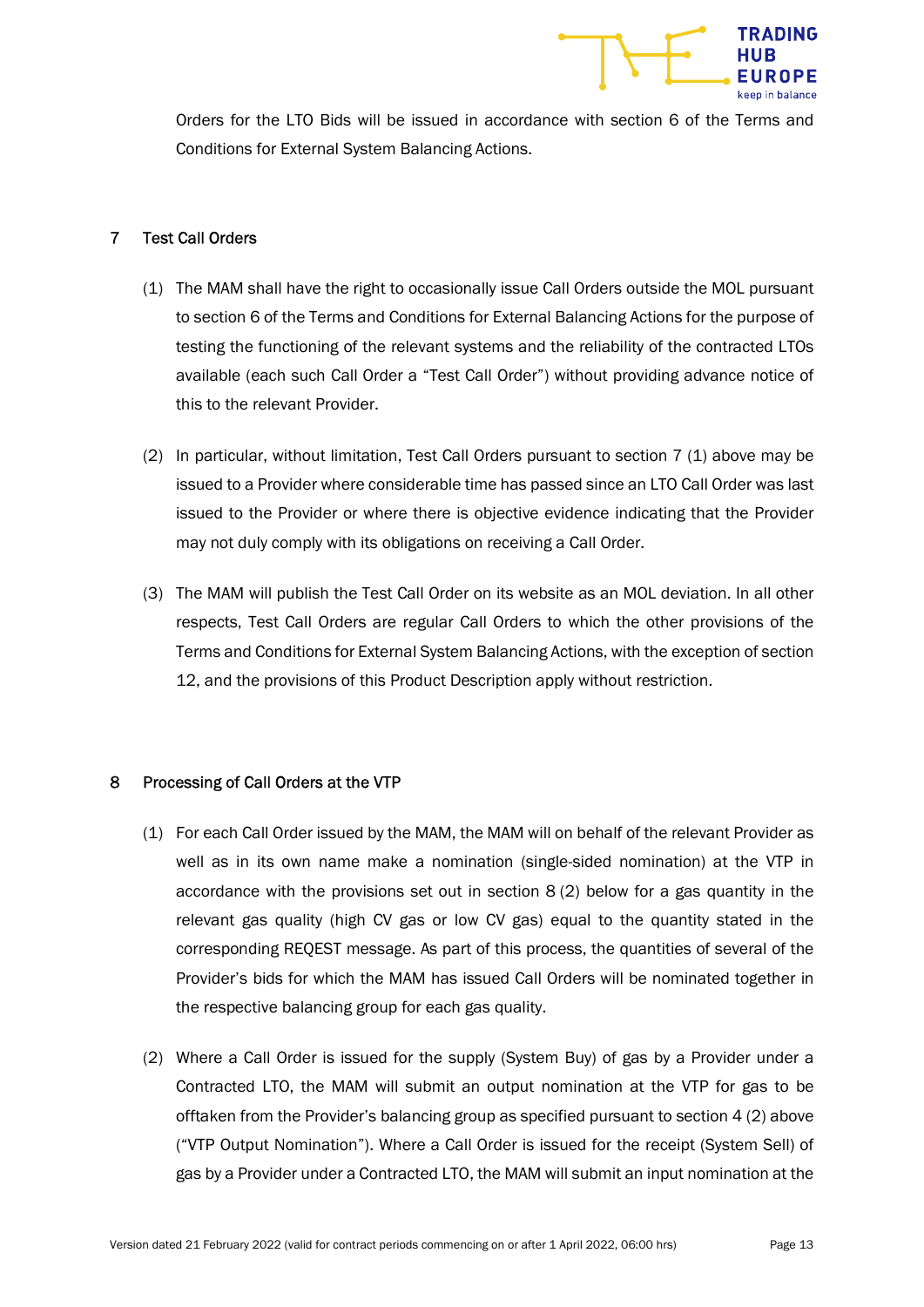Orders for the LTO Bids will be issued in accordance with section 6 of the Terms and Conditions for External System Balancing Actions.

## 7 Test Call Orders

(1) The MAM shall have the right to occasionally issue Call Orders outside the MOL pursuant to section 6 of the Terms and Conditions for External Balancing Actions for the purpose of testing the functioning of the relevant systems and the reliability of the contracted LTOs available (each such Call Order a "Test Call Order") without providing advance notice of this to the relevant Provider.

(2) In particular, without limitation, Test Call Orders pursuant to section 7 (1) above may be issued to a Provider where considerable time has passed since an LTO Call Order was last issued to the Provider or where there is objective evidence indicating that the Provider may not duly comply with its obligations on receiving a Call Order.

(3) The MAM will publish the Test Call Order on its website as an MOL deviation. In all other respects, Test Call Orders are regular Call Orders to which the other provisions of the Terms and Conditions for External System Balancing Actions, with the exception of section 12, and the provisions of this Product Description apply without restriction.

## 8 Processing of Call Orders at the VTP

(1) For each Call Order issued by the MAM, the MAM will on behalf of the relevant Provider as well as in its own name make a nomination (single-sided nomination) at the VTP in accordance with the provisions set out in section 8 (2) below for a gas quantity in the relevant gas quality (high CV gas or low CV gas) equal to the quantity stated in the corresponding REQEST message. As part of this process, the quantities of several of the Provider's bids for which the MAM has issued Call Orders will be nominated together in the respective balancing group for each gas quality.

(2) Where a Call Order is issued for the supply (System Buy) of gas by a Provider under a Contracted LTO, the MAM will submit an output nomination at the VTP for gas to be offtaken from the Provider's balancing group as specified pursuant to section 4 (2) above ("VTP Output Nomination"). Where a Call Order is issued for the receipt (System Sell) of gas by a Provider under a Contracted LTO, the MAM will submit an input nomination at the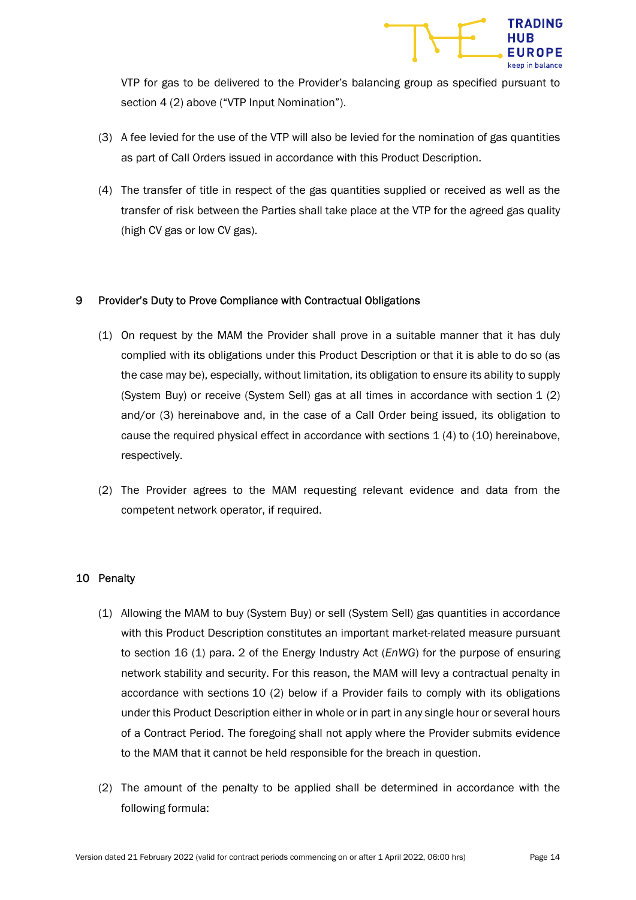VTP for gas to be delivered to the Provider's balancing group as specified pursuant to section 4 (2) above ("VTP Input Nomination").

(3) A fee levied for the use of the VTP will also be levied for the nomination of gas quantities as part of Call Orders issued in accordance with this Product Description.

(4) The transfer of title in respect of the gas quantities supplied or received as well as the transfer of risk between the Parties shall take place at the VTP for the agreed gas quality (high CV gas or low CV gas).

## 9 Provider's Duty to Prove Compliance with Contractual Obligations

(1) On request by the MAM the Provider shall prove in a suitable manner that it has duly complied with its obligations under this Product Description or that it is able to do so (as the case may be), especially, without limitation, its obligation to ensure its ability to supply (System Buy) or receive (System Sell) gas at all times in accordance with section 1 (2) and/or (3) hereinabove and, in the case of a Call Order being issued, its obligation to cause the required physical effect in accordance with sections 1 (4) to (10) hereinabove, respectively.

(2) The Provider agrees to the MAM requesting relevant evidence and data from the competent network operator, if required.

## 10 Penalty

(1) Allowing the MAM to buy (System Buy) or sell (System Sell) gas quantities in accordance with this Product Description constitutes an important market-related measure pursuant to section 16 (1) para. 2 of the Energy Industry Act (*EnWG*) for the purpose of ensuring network stability and security. For this reason, the MAM will levy a contractual penalty in accordance with sections 10 (2) below if a Provider fails to comply with its obligations under this Product Description either in whole or in part in any single hour or several hours of a Contract Period. The foregoing shall not apply where the Provider submits evidence to the MAM that it cannot be held responsible for the breach in question.

(2) The amount of the penalty to be applied shall be determined in accordance with the following formula: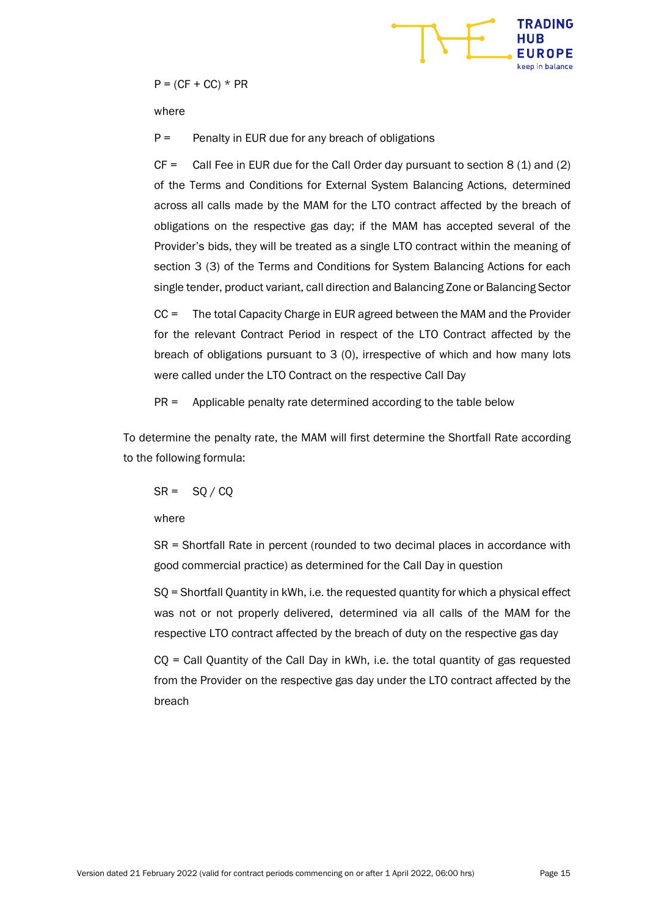$P = (CF + CC) * PR$

where

P = Penalty in EUR due for any breach of obligations

CF = Call Fee in EUR due for the Call Order day pursuant to section 8 (1) and (2) of the Terms and Conditions for External System Balancing Actions, determined across all calls made by the MAM for the LTO contract affected by the breach of obligations on the respective gas day; if the MAM has accepted several of the Provider's bids, they will be treated as a single LTO contract within the meaning of section 3 (3) of the Terms and Conditions for System Balancing Actions for each single tender, product variant, call direction and Balancing Zone or Balancing Sector

CC = The total Capacity Charge in EUR agreed between the MAM and the Provider for the relevant Contract Period in respect of the LTO Contract affected by the breach of obligations pursuant to 3 (0), irrespective of which and how many lots were called under the LTO Contract on the respective Call Day

PR = Applicable penalty rate determined according to the table below

To determine the penalty rate, the MAM will first determine the Shortfall Rate according to the following formula:

$SR = SQ / CQ$

where

SR = Shortfall Rate in percent (rounded to two decimal places in accordance with good commercial practice) as determined for the Call Day in question

SQ = Shortfall Quantity in kWh, i.e. the requested quantity for which a physical effect was not or not properly delivered, determined via all calls of the MAM for the respective LTO contract affected by the breach of duty on the respective gas day

CQ = Call Quantity of the Call Day in kWh, i.e. the total quantity of gas requested from the Provider on the respective gas day under the LTO contract affected by the breach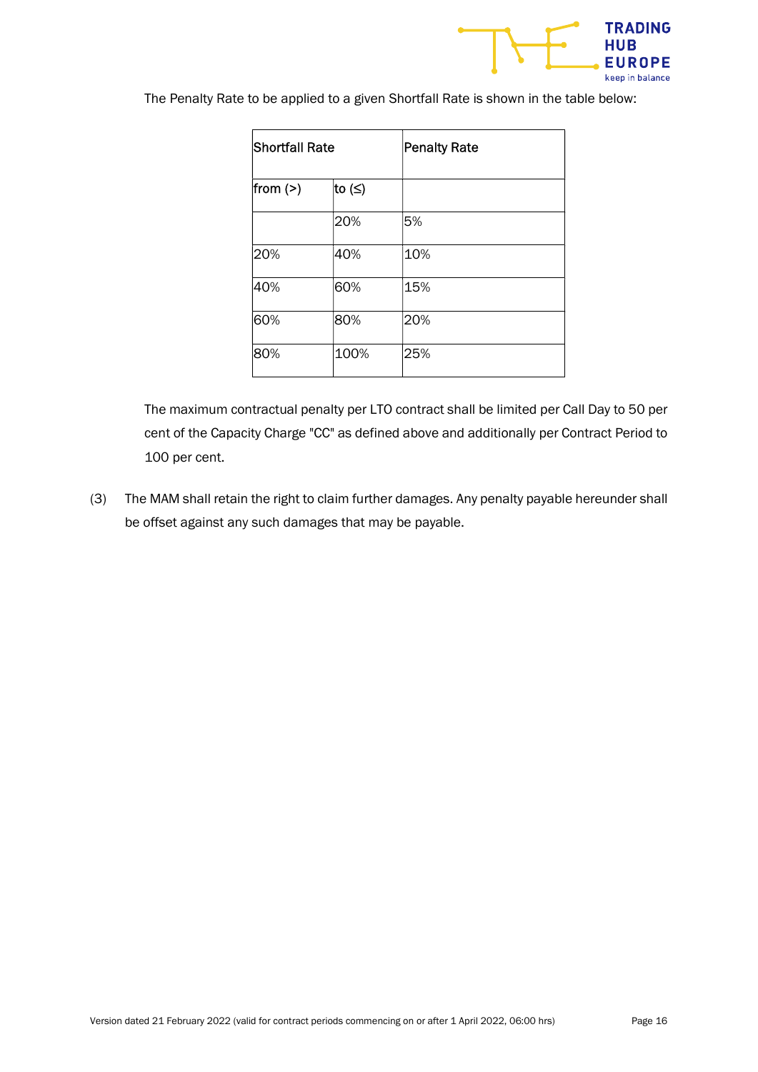The Penalty Rate to be applied to a given Shortfall Rate is shown in the table below:

| Shortfall Rate | | Penalty Rate |
|---|---|---|
| from (>) | to (≤) | |
| | 20% | 5% |
| 20% | 40% | 10% |
| 40% | 60% | 15% |
| 60% | 80% | 20% |
| 80% | 100% | 25% |

The maximum contractual penalty per LTO contract shall be limited per Call Day to 50 per cent of the Capacity Charge "CC" as defined above and additionally per Contract Period to 100 per cent.

(3) The MAM shall retain the right to claim further damages. Any penalty payable hereunder shall be offset against any such damages that may be payable.